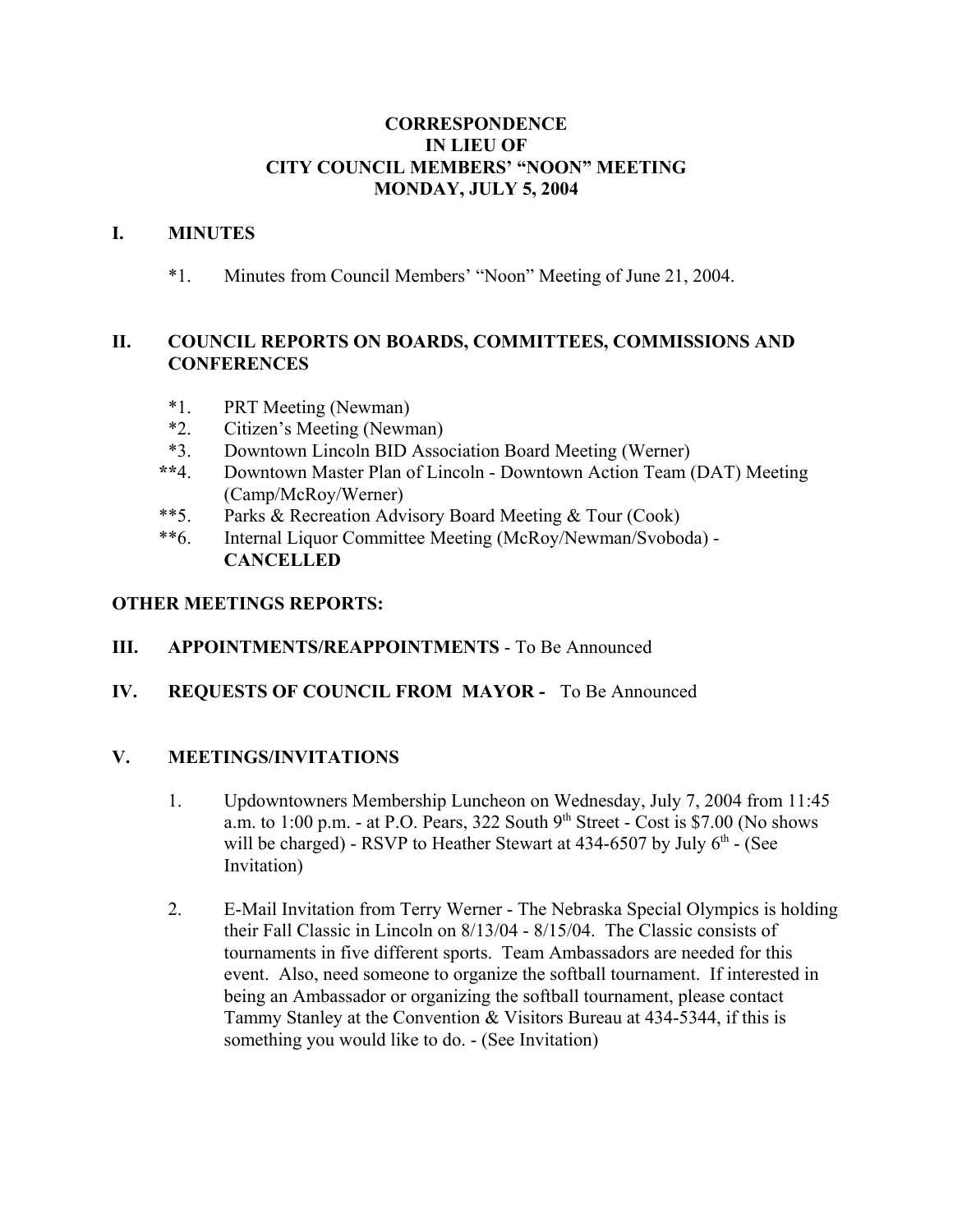# CORRESPONDENCE
# IN LIEU OF
# CITY COUNCIL MEMBERS' "NOON" MEETING
# MONDAY, JULY 5, 2004

## I. MINUTES

*1. Minutes from Council Members' "Noon" Meeting of June 21, 2004.

## II. COUNCIL REPORTS ON BOARDS, COMMITTEES, COMMISSIONS AND CONFERENCES

*1. PRT Meeting (Newman)
*2. Citizen's Meeting (Newman)
*3. Downtown Lincoln BID Association Board Meeting (Werner)
**4. Downtown Master Plan of Lincoln - Downtown Action Team (DAT) Meeting (Camp/McRoy/Werner)
**5. Parks & Recreation Advisory Board Meeting & Tour (Cook)
**6. Internal Liquor Committee Meeting (McRoy/Newman/Svoboda) - **CANCELLED**

**OTHER MEETINGS REPORTS:**

## III. APPOINTMENTS/REAPPOINTMENTS - To Be Announced

## IV. REQUESTS OF COUNCIL FROM MAYOR - To Be Announced

## V. MEETINGS/INVITATIONS

1. Updowntowners Membership Luncheon on Wednesday, July 7, 2004 from 11:45 a.m. to 1:00 p.m. - at P.O. Pears, 322 South 9th Street - Cost is $7.00 (No shows will be charged) - RSVP to Heather Stewart at 434-6507 by July 6th - (See Invitation)

2. E-Mail Invitation from Terry Werner - The Nebraska Special Olympics is holding their Fall Classic in Lincoln on 8/13/04 - 8/15/04. The Classic consists of tournaments in five different sports. Team Ambassadors are needed for this event. Also, need someone to organize the softball tournament. If interested in being an Ambassador or organizing the softball tournament, please contact Tammy Stanley at the Convention & Visitors Bureau at 434-5344, if this is something you would like to do. - (See Invitation)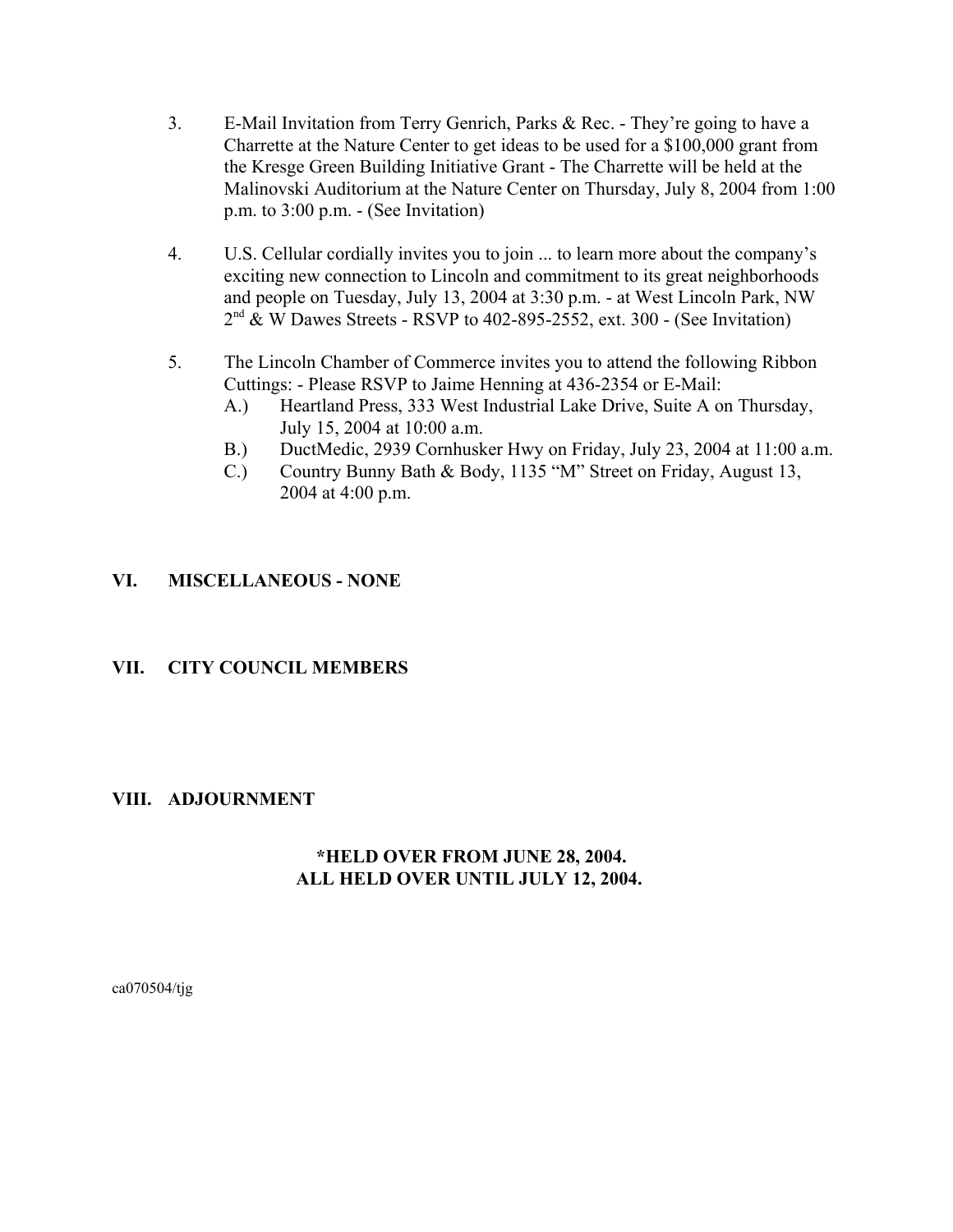3. E-Mail Invitation from Terry Genrich, Parks & Rec. - They're going to have a Charrette at the Nature Center to get ideas to be used for a $100,000 grant from the Kresge Green Building Initiative Grant - The Charrette will be held at the Malinovski Auditorium at the Nature Center on Thursday, July 8, 2004 from 1:00 p.m. to 3:00 p.m. - (See Invitation)

4. U.S. Cellular cordially invites you to join ... to learn more about the company's exciting new connection to Lincoln and commitment to its great neighborhoods and people on Tuesday, July 13, 2004 at 3:30 p.m. - at West Lincoln Park, NW 2nd & W Dawes Streets - RSVP to 402-895-2552, ext. 300 - (See Invitation)

5. The Lincoln Chamber of Commerce invites you to attend the following Ribbon Cuttings: - Please RSVP to Jaime Henning at 436-2354 or E-Mail:
   A.) Heartland Press, 333 West Industrial Lake Drive, Suite A on Thursday, July 15, 2004 at 10:00 a.m.
   B.) DuctMedic, 2939 Cornhusker Hwy on Friday, July 23, 2004 at 11:00 a.m.
   C.) Country Bunny Bath & Body, 1135 "M" Street on Friday, August 13, 2004 at 4:00 p.m.

## VI. MISCELLANEOUS - NONE

## VII. CITY COUNCIL MEMBERS

## VIII. ADJOURNMENT

**\*HELD OVER FROM JUNE 28, 2004.**
**ALL HELD OVER UNTIL JULY 12, 2004.**

ca070504/tjg